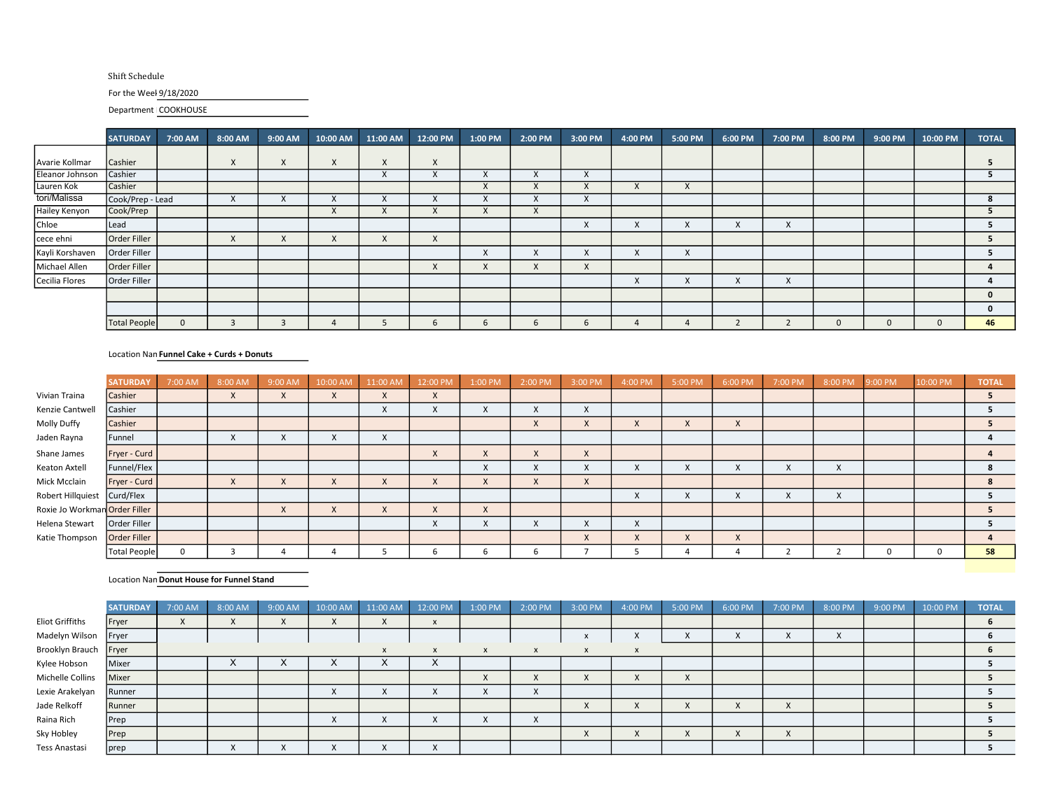Shift Schedule

For the Weel 9/18/2020

Department COOKHOUSE

| | SATURDAY | 7:00 AM | 8:00 AM | 9:00 AM | 10:00 AM | 11:00 AM | 12:00 PM | 1:00 PM | 2:00 PM | 3:00 PM | 4:00 PM | 5:00 PM | 6:00 PM | 7:00 PM | 8:00 PM | 9:00 PM | 10:00 PM | TOTAL |
|---|---|---|---|---|---|---|---|---|---|---|---|---|---|---|---|---|---|---|
| Avarie Kollmar | Cashier | | X | X | X | X | X | | | | | | | | | | | 5 |
| Eleanor Johnson | Cashier | | | | | X | X | X | X | X | | | | | | | | 5 |
| Lauren Kok | Cashier | | | | | | | X | X | X | X | X | | | | | | |
| tori/Malissa | Cook/Prep - Lead | | X | X | X | X | X | X | X | X | | | | | | | | 8 |
| Hailey Kenyon | Cook/Prep | | | | X | X | X | X | X | | | | | | | | | 5 |
| Chloe | Lead | | | | | | | | | X | X | X | X | X | | | | 5 |
| cece ehni | Order Filler | | X | X | X | X | X | | | | | | | | | | | 5 |
| Kayli Korshaven | Order Filler | | | | | | | X | X | X | X | X | | | | | | 5 |
| Michael Allen | Order Filler | | | | | | X | X | X | X | | | | | | | | 4 |
| Cecilia Flores | Order Filler | | | | | | | | | | X | X | X | X | | | | 4 |
| | | | | | | | | | | | | | | | | | | 0 |
| | | | | | | | | | | | | | | | | | | 0 |
| | Total People | 0 | 3 | 3 | 4 | 5 | 6 | 6 | 6 | 6 | 4 | 4 | 2 | 2 | 0 | 0 | 0 | 46 |

Location Nan **Funnel Cake + Curds + Donuts**

| | SATURDAY | 7:00 AM | 8:00 AM | 9:00 AM | 10:00 AM | 11:00 AM | 12:00 PM | 1:00 PM | 2:00 PM | 3:00 PM | 4:00 PM | 5:00 PM | 6:00 PM | 7:00 PM | 8:00 PM | 9:00 PM | 10:00 PM | TOTAL |
|---|---|---|---|---|---|---|---|---|---|---|---|---|---|---|---|---|---|---|
| Vivian Traina | Cashier | | X | X | X | X | X | | | | | | | | | | | 5 |
| Kenzie Cantwell | Cashier | | | | | X | X | X | X | X | | | | | | | | 5 |
| Molly Duffy | Cashier | | | | | | | | X | X | X | X | X | | | | | 5 |
| Jaden Rayna | Funnel | | X | X | X | X | | | | | | | | | | | | 4 |
| Shane James | Fryer - Curd | | | | | | X | X | X | X | | | | | | | | 4 |
| Keaton Axtell | Funnel/Flex | | | | | | | X | X | X | X | X | X | X | X | | | 8 |
| Mick Mcclain | Fryer - Curd | | X | X | X | X | X | X | X | X | | | | | | | | 8 |
| Robert Hillquiest | Curd/Flex | | | | | | | | | | X | X | X | X | X | | | 5 |
| Roxie Jo Workman | Order Filler | | | X | X | X | X | X | | | | | | | | | | 5 |
| Helena Stewart | Order Filler | | | | | | X | X | X | X | X | | | | | | | 5 |
| Katie Thompson | Order Filler | | | | | | | | | X | X | X | X | | | | | 4 |
| | Total People | 0 | 3 | 4 | 4 | 5 | 6 | 6 | 6 | 7 | 5 | 4 | 4 | 2 | 2 | 0 | 0 | 58 |

Location Nan **Donut House for Funnel Stand**

| | SATURDAY | 7:00 AM | 8:00 AM | 9:00 AM | 10:00 AM | 11:00 AM | 12:00 PM | 1:00 PM | 2:00 PM | 3:00 PM | 4:00 PM | 5:00 PM | 6:00 PM | 7:00 PM | 8:00 PM | 9:00 PM | 10:00 PM | TOTAL |
|---|---|---|---|---|---|---|---|---|---|---|---|---|---|---|---|---|---|---|
| Eliot Griffiths | Fryer | X | X | X | X | X | x | | | | | | | | | | | 6 |
| Madelyn Wilson | Fryer | | | | | | | | | x | X | X | X | X | X | | | 6 |
| Brooklyn Brauch | Fryer | | | | | x | x | x | x | x | x | | | | | | | 6 |
| Kylee Hobson | Mixer | | X | X | X | X | X | | | | | | | | | | | 5 |
| Michelle Collins | Mixer | | | | | | | X | X | X | X | X | | | | | | 5 |
| Lexie Arakelyan | Runner | | | | X | X | X | X | X | | | | | | | | | 5 |
| Jade Relkoff | Runner | | | | | | | | | X | X | X | X | X | | | | 5 |
| Raina Rich | Prep | | | | X | X | X | X | X | | | | | | | | | 5 |
| Sky Hobley | Prep | | | | | | | | | X | X | X | X | X | | | | 5 |
| Tess Anastasi | prep | | X | X | X | X | X | | | | | | | | | | | 5 |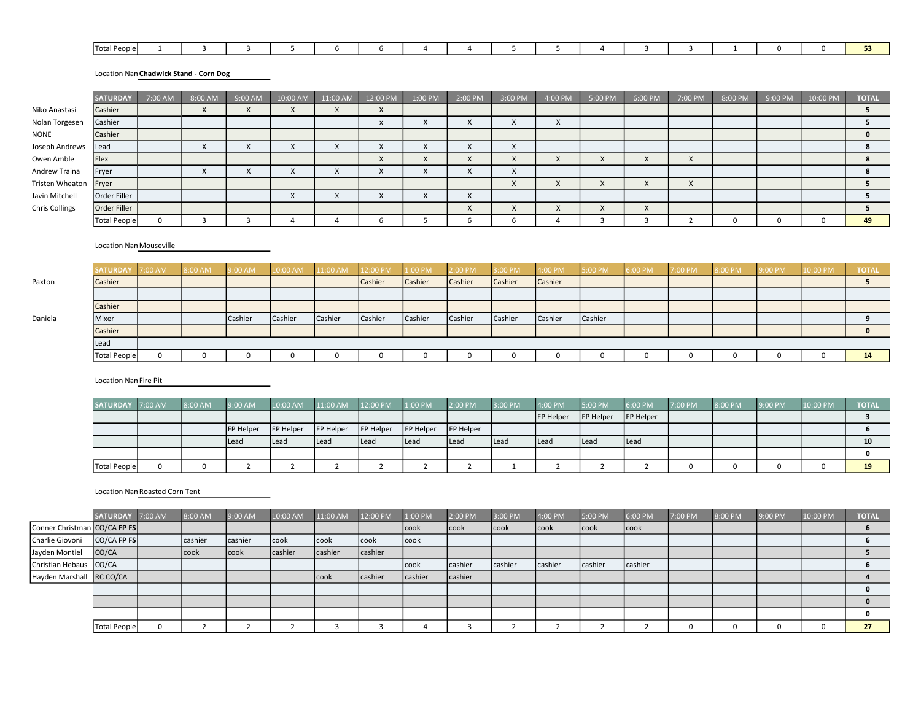| Total People | 1 | 3 | 3 | 5 | 6 | 6 | 4 | 4 | 5 | 5 | 4 | 3 | 3 | 1 | 0 | 0 | 53 |
|---|---|---|---|---|---|---|---|---|---|---|---|---|---|---|---|---|---|

Location Nan **Chadwick Stand - Corn Dog**

| | SATURDAY | 7:00 AM | 8:00 AM | 9:00 AM | 10:00 AM | 11:00 AM | 12:00 PM | 1:00 PM | 2:00 PM | 3:00 PM | 4:00 PM | 5:00 PM | 6:00 PM | 7:00 PM | 8:00 PM | 9:00 PM | 10:00 PM | TOTAL |
|---|---|---|---|---|---|---|---|---|---|---|---|---|---|---|---|---|---|---|
| Niko Anastasi | Cashier | | X | X | X | X | X | | | | | | | | | | | 5 |
| Nolan Torgesen | Cashier | | | | | | x | X | X | X | X | | | | | | | 5 |
| NONE | Cashier | | | | | | | | | | | | | | | | | 0 |
| Joseph Andrews | Lead | | X | X | X | X | X | X | X | X | | | | | | | | 8 |
| Owen Amble | Flex | | | | | | X | X | X | X | X | X | X | X | | | | 8 |
| Andrew Traina | Fryer | | X | X | X | X | X | X | X | X | | | | | | | | 8 |
| Tristen Wheaton | Fryer | | | | | | | | | X | X | X | X | X | | | | 5 |
| Javin Mitchell | Order Filler | | | | X | X | X | X | X | | | | | | | | | 5 |
| Chris Collings | Order Filler | | | | | | | | X | X | X | X | X | | | | | 5 |
| | Total People | 0 | 3 | 3 | 4 | 4 | 6 | 5 | 6 | 6 | 4 | 3 | 3 | 2 | 0 | 0 | 0 | 49 |

Location Nan Mouseville

| | SATURDAY | 7:00 AM | 8:00 AM | 9:00 AM | 10:00 AM | 11:00 AM | 12:00 PM | 1:00 PM | 2:00 PM | 3:00 PM | 4:00 PM | 5:00 PM | 6:00 PM | 7:00 PM | 8:00 PM | 9:00 PM | 10:00 PM | TOTAL |
|---|---|---|---|---|---|---|---|---|---|---|---|---|---|---|---|---|---|---|
| Paxton | Cashier | | | | | | Cashier | Cashier | Cashier | Cashier | Cashier | | | | | | | 5 |
| | | | | | | | | | | | | | | | | | | |
| | Cashier | | | | | | | | | | | | | | | | | |
| Daniela | Mixer | | | Cashier | Cashier | Cashier | Cashier | Cashier | Cashier | Cashier | Cashier | Cashier | | | | | | 9 |
| | Cashier | | | | | | | | | | | | | | | | | 0 |
| | Lead | | | | | | | | | | | | | | | | | |
| | Total People | 0 | 0 | 0 | 0 | 0 | 0 | 0 | 0 | 0 | 0 | 0 | 0 | 0 | 0 | 0 | 0 | 14 |

Location Nan Fire Pit

| SATURDAY | 7:00 AM | 8:00 AM | 9:00 AM | 10:00 AM | 11:00 AM | 12:00 PM | 1:00 PM | 2:00 PM | 3:00 PM | 4:00 PM | 5:00 PM | 6:00 PM | 7:00 PM | 8:00 PM | 9:00 PM | 10:00 PM | TOTAL |
|---|---|---|---|---|---|---|---|---|---|---|---|---|---|---|---|---|---|
| | | | | | | | | | | FP Helper | FP Helper | FP Helper | | | | | 3 |
| | | | FP Helper | FP Helper | FP Helper | FP Helper | FP Helper | FP Helper | | | | | | | | | 6 |
| | | | Lead | Lead | Lead | Lead | Lead | Lead | Lead | Lead | Lead | Lead | | | | | 10 |
| | | | | | | | | | | | | | | | | | 0 |
| Total People | 0 | 0 | 2 | 2 | 2 | 2 | 2 | 2 | 1 | 2 | 2 | 2 | 0 | 0 | 0 | 0 | 19 |

Location Nan Roasted Corn Tent

| | SATURDAY | 7:00 AM | 8:00 AM | 9:00 AM | 10:00 AM | 11:00 AM | 12:00 PM | 1:00 PM | 2:00 PM | 3:00 PM | 4:00 PM | 5:00 PM | 6:00 PM | 7:00 PM | 8:00 PM | 9:00 PM | 10:00 PM | TOTAL |
|---|---|---|---|---|---|---|---|---|---|---|---|---|---|---|---|---|---|---|
| Conner Christman | CO/CA **FP FS** | | | | | | | cook | cook | cook | cook | cook | cook | | | | | 6 |
| Charlie Giovoni | CO/CA **FP FS** | | cashier | cashier | cook | cook | cook | cook | | | | | | | | | | 6 |
| Jayden Montiel | CO/CA | | cook | cook | cashier | cashier | cashier | | | | | | | | | | | 5 |
| Christian Hebaus | CO/CA | | | | | | | cook | cashier | cashier | cashier | cashier | cashier | | | | | 6 |
| Hayden Marshall | RC CO/CA | | | | | cook | cashier | cashier | cashier | | | | | | | | | 4 |
| | | | | | | | | | | | | | | | | | | 0 |
| | | | | | | | | | | | | | | | | | | 0 |
| | | | | | | | | | | | | | | | | | | 0 |
| | Total People | 0 | 2 | 2 | 2 | 3 | 3 | 4 | 3 | 2 | 2 | 2 | 2 | 0 | 0 | 0 | 0 | 27 |